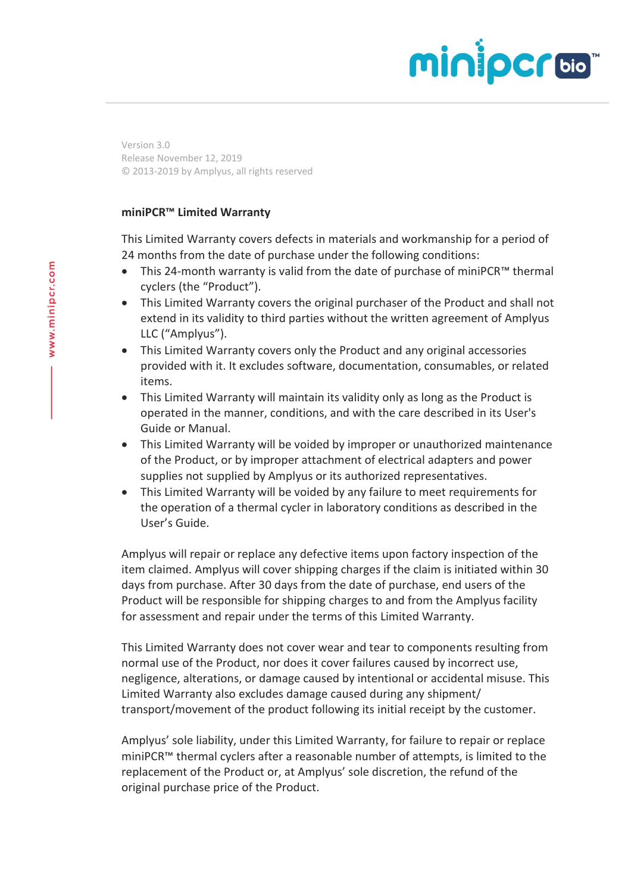Version 3.0
Release November 12, 2019
© 2013-2019 by Amplyus, all rights reserved

**miniPCR™ Limited Warranty**

This Limited Warranty covers defects in materials and workmanship for a period of 24 months from the date of purchase under the following conditions:

- This 24-month warranty is valid from the date of purchase of miniPCR™ thermal cyclers (the "Product").
- This Limited Warranty covers the original purchaser of the Product and shall not extend in its validity to third parties without the written agreement of Amplyus LLC ("Amplyus").
- This Limited Warranty covers only the Product and any original accessories provided with it. It excludes software, documentation, consumables, or related items.
- This Limited Warranty will maintain its validity only as long as the Product is operated in the manner, conditions, and with the care described in its User's Guide or Manual.
- This Limited Warranty will be voided by improper or unauthorized maintenance of the Product, or by improper attachment of electrical adapters and power supplies not supplied by Amplyus or its authorized representatives.
- This Limited Warranty will be voided by any failure to meet requirements for the operation of a thermal cycler in laboratory conditions as described in the User's Guide.

Amplyus will repair or replace any defective items upon factory inspection of the item claimed. Amplyus will cover shipping charges if the claim is initiated within 30 days from purchase. After 30 days from the date of purchase, end users of the Product will be responsible for shipping charges to and from the Amplyus facility for assessment and repair under the terms of this Limited Warranty.

This Limited Warranty does not cover wear and tear to components resulting from normal use of the Product, nor does it cover failures caused by incorrect use, negligence, alterations, or damage caused by intentional or accidental misuse. This Limited Warranty also excludes damage caused during any shipment/ transport/movement of the product following its initial receipt by the customer.

Amplyus' sole liability, under this Limited Warranty, for failure to repair or replace miniPCR™ thermal cyclers after a reasonable number of attempts, is limited to the replacement of the Product or, at Amplyus' sole discretion, the refund of the original purchase price of the Product.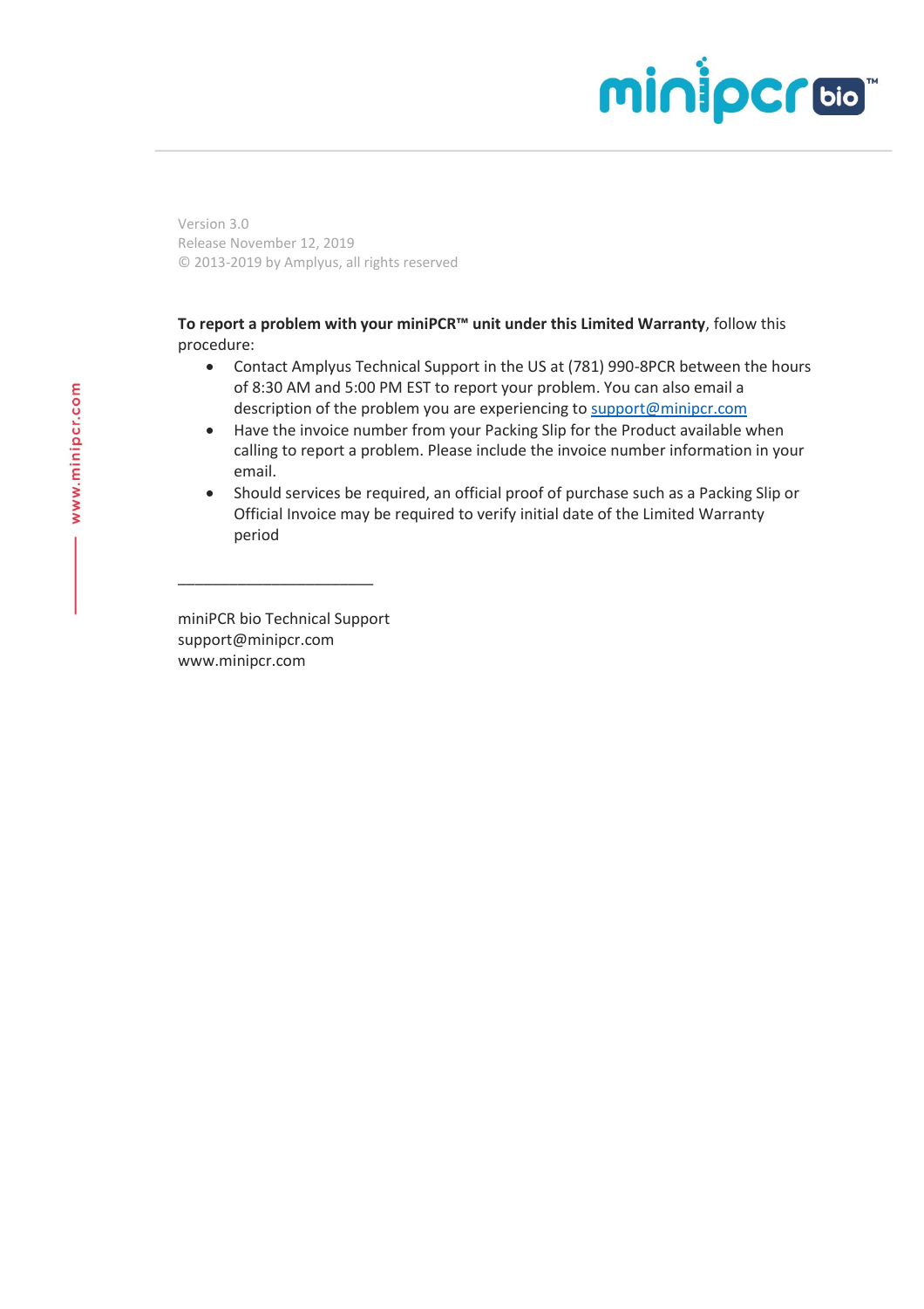Version 3.0
Release November 12, 2019
© 2013-2019 by Amplyus, all rights reserved

**To report a problem with your miniPCR™ unit under this Limited Warranty**, follow this procedure:

- Contact Amplyus Technical Support in the US at (781) 990-8PCR between the hours of 8:30 AM and 5:00 PM EST to report your problem. You can also email a description of the problem you are experiencing to support@minipcr.com
- Have the invoice number from your Packing Slip for the Product available when calling to report a problem. Please include the invoice number information in your email.
- Should services be required, an official proof of purchase such as a Packing Slip or Official Invoice may be required to verify initial date of the Limited Warranty period

________________________

miniPCR bio Technical Support
support@minipcr.com
www.minipcr.com